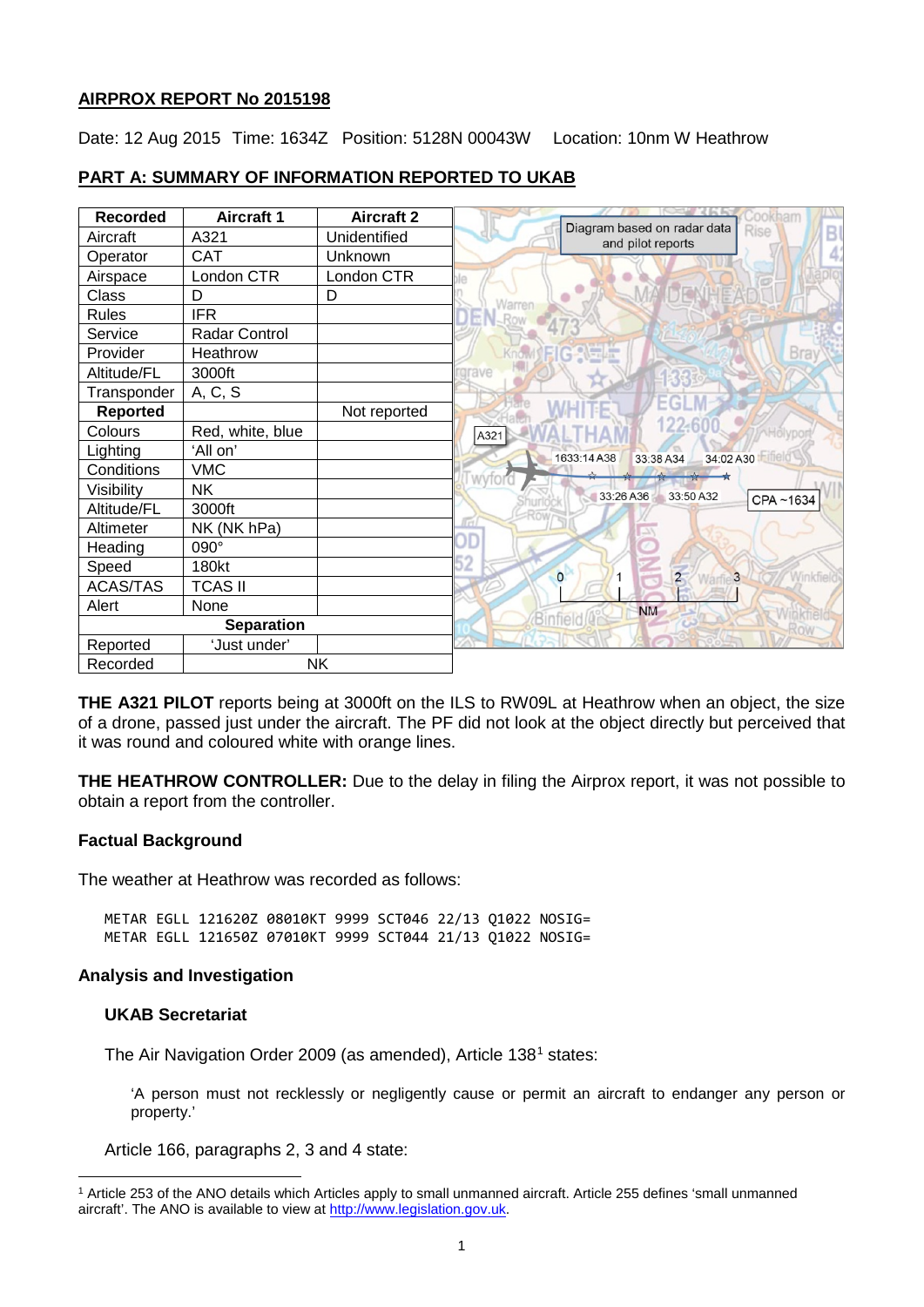## AIRPROX REPORT No 2015198

Date: 12 Aug 2015 Time: 1634Z Position: 5128N 00043W Location: 10nm W Heathrow

### PART A: SUMMARY OF INFORMATION REPORTED TO UKAB

| Recorded | Aircraft 1 | Aircraft 2 |
|---|---|---|
| Aircraft | A321 | Unidentified |
| Operator | CAT | Unknown |
| Airspace | London CTR | London CTR |
| Class | D | D |
| Rules | IFR | |
| Service | Radar Control | |
| Provider | Heathrow | |
| Altitude/FL | 3000ft | |
| Transponder | A, C, S | |
| **Reported** | | Not reported |
| Colours | Red, white, blue | |
| Lighting | 'All on' | |
| Conditions | VMC | |
| Visibility | NK | |
| Altitude/FL | 3000ft | |
| Altimeter | NK (NK hPa) | |
| Heading | 090° | |
| Speed | 180kt | |
| ACAS/TAS | TCAS II | |
| Alert | None | |
| **Separation** | | |
| Reported | 'Just under' | |
| Recorded | NK | |

Diagram based on radar data and pilot reports

**THE A321 PILOT** reports being at 3000ft on the ILS to RW09L at Heathrow when an object, the size of a drone, passed just under the aircraft. The PF did not look at the object directly but perceived that it was round and coloured white with orange lines.

**THE HEATHROW CONTROLLER:** Due to the delay in filing the Airprox report, it was not possible to obtain a report from the controller.

### Factual Background

The weather at Heathrow was recorded as follows:

```
METAR EGLL 121620Z 08010KT 9999 SCT046 22/13 Q1022 NOSIG=
METAR EGLL 121650Z 07010KT 9999 SCT044 21/13 Q1022 NOSIG=
```

### Analysis and Investigation

#### UKAB Secretariat

The Air Navigation Order 2009 (as amended), Article 138[1] states:

> 'A person must not recklessly or negligently cause or permit an aircraft to endanger any person or property.'

Article 166, paragraphs 2, 3 and 4 state:

[1] Article 253 of the ANO details which Articles apply to small unmanned aircraft. Article 255 defines 'small unmanned aircraft'. The ANO is available to view at http://www.legislation.gov.uk.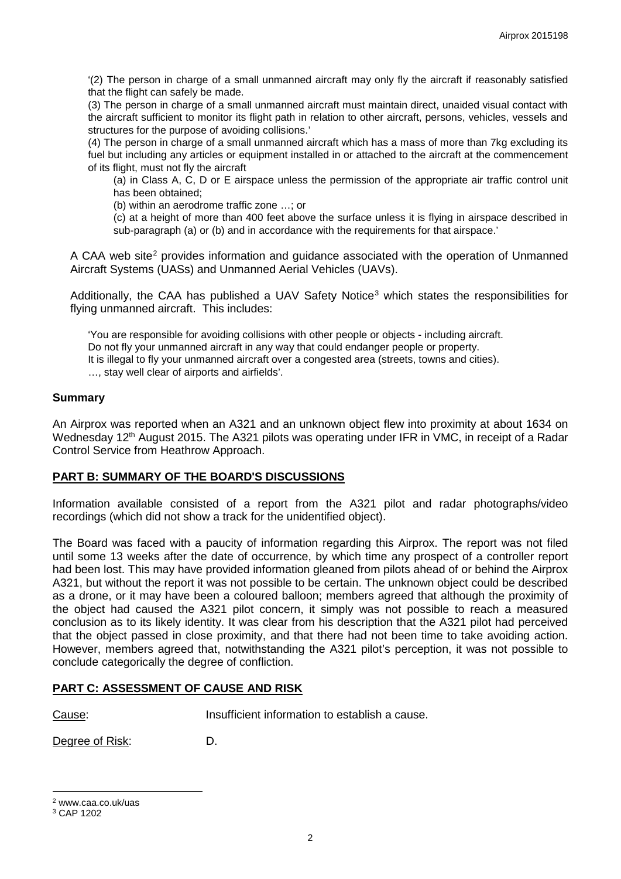'(2) The person in charge of a small unmanned aircraft may only fly the aircraft if reasonably satisfied that the flight can safely be made.

(3) The person in charge of a small unmanned aircraft must maintain direct, unaided visual contact with the aircraft sufficient to monitor its flight path in relation to other aircraft, persons, vehicles, vessels and structures for the purpose of avoiding collisions.'

(4) The person in charge of a small unmanned aircraft which has a mass of more than 7kg excluding its fuel but including any articles or equipment installed in or attached to the aircraft at the commencement of its flight, must not fly the aircraft

> (a) in Class A, C, D or E airspace unless the permission of the appropriate air traffic control unit has been obtained;
>
> (b) within an aerodrome traffic zone …; or
>
> (c) at a height of more than 400 feet above the surface unless it is flying in airspace described in sub-paragraph (a) or (b) and in accordance with the requirements for that airspace.'

A CAA web site[2] provides information and guidance associated with the operation of Unmanned Aircraft Systems (UASs) and Unmanned Aerial Vehicles (UAVs).

Additionally, the CAA has published a UAV Safety Notice[3] which states the responsibilities for flying unmanned aircraft. This includes:

> 'You are responsible for avoiding collisions with other people or objects - including aircraft.
> Do not fly your unmanned aircraft in any way that could endanger people or property.
> It is illegal to fly your unmanned aircraft over a congested area (streets, towns and cities).
> …, stay well clear of airports and airfields'.

### Summary

An Airprox was reported when an A321 and an unknown object flew into proximity at about 1634 on Wednesday 12th August 2015. The A321 pilots was operating under IFR in VMC, in receipt of a Radar Control Service from Heathrow Approach.

## PART B: SUMMARY OF THE BOARD'S DISCUSSIONS

Information available consisted of a report from the A321 pilot and radar photographs/video recordings (which did not show a track for the unidentified object).

The Board was faced with a paucity of information regarding this Airprox. The report was not filed until some 13 weeks after the date of occurrence, by which time any prospect of a controller report had been lost. This may have provided information gleaned from pilots ahead of or behind the Airprox A321, but without the report it was not possible to be certain. The unknown object could be described as a drone, or it may have been a coloured balloon; members agreed that although the proximity of the object had caused the A321 pilot concern, it simply was not possible to reach a measured conclusion as to its likely identity. It was clear from his description that the A321 pilot had perceived that the object passed in close proximity, and that there had not been time to take avoiding action. However, members agreed that, notwithstanding the A321 pilot's perception, it was not possible to conclude categorically the degree of confliction.

## PART C: ASSESSMENT OF CAUSE AND RISK

Cause: Insufficient information to establish a cause.

Degree of Risk: D.

---

[2] www.caa.co.uk/uas

[3] CAP 1202